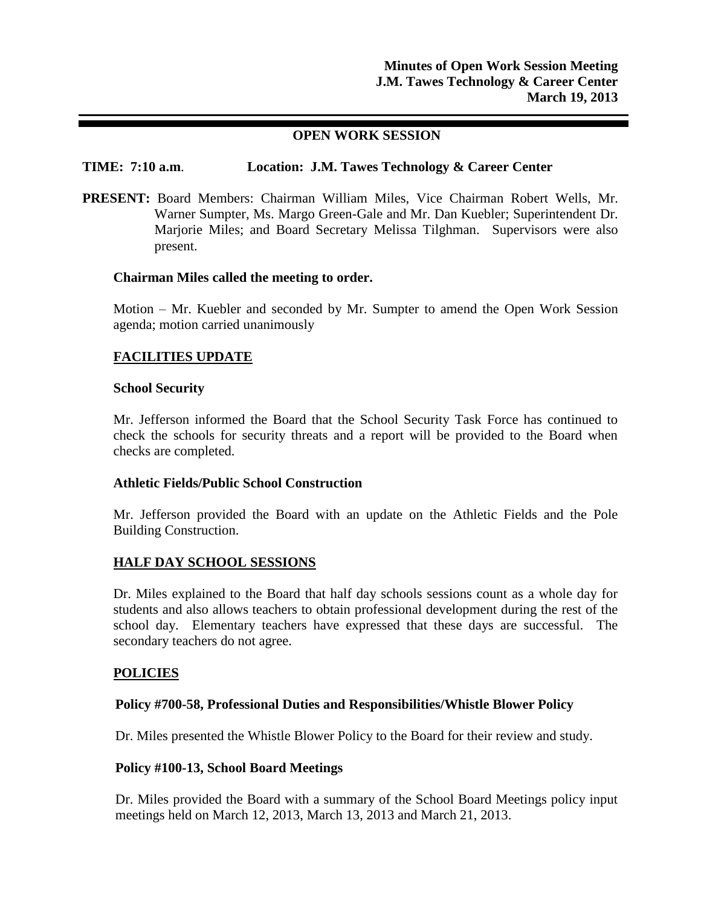**Minutes of Open Work Session Meeting**
**J.M. Tawes Technology & Career Center**
**March 19, 2013**

## OPEN WORK SESSION

**TIME: 7:10 a.m**. **Location: J.M. Tawes Technology & Career Center**

**PRESENT:** Board Members: Chairman William Miles, Vice Chairman Robert Wells, Mr. Warner Sumpter, Ms. Margo Green-Gale and Mr. Dan Kuebler; Superintendent Dr. Marjorie Miles; and Board Secretary Melissa Tilghman. Supervisors were also present.

**Chairman Miles called the meeting to order.**

Motion – Mr. Kuebler and seconded by Mr. Sumpter to amend the Open Work Session agenda; motion carried unanimously

### FACILITIES UPDATE

**School Security**

Mr. Jefferson informed the Board that the School Security Task Force has continued to check the schools for security threats and a report will be provided to the Board when checks are completed.

**Athletic Fields/Public School Construction**

Mr. Jefferson provided the Board with an update on the Athletic Fields and the Pole Building Construction.

### HALF DAY SCHOOL SESSIONS

Dr. Miles explained to the Board that half day schools sessions count as a whole day for students and also allows teachers to obtain professional development during the rest of the school day. Elementary teachers have expressed that these days are successful. The secondary teachers do not agree.

### POLICIES

**Policy #700-58, Professional Duties and Responsibilities/Whistle Blower Policy**

Dr. Miles presented the Whistle Blower Policy to the Board for their review and study.

**Policy #100-13, School Board Meetings**

Dr. Miles provided the Board with a summary of the School Board Meetings policy input meetings held on March 12, 2013, March 13, 2013 and March 21, 2013.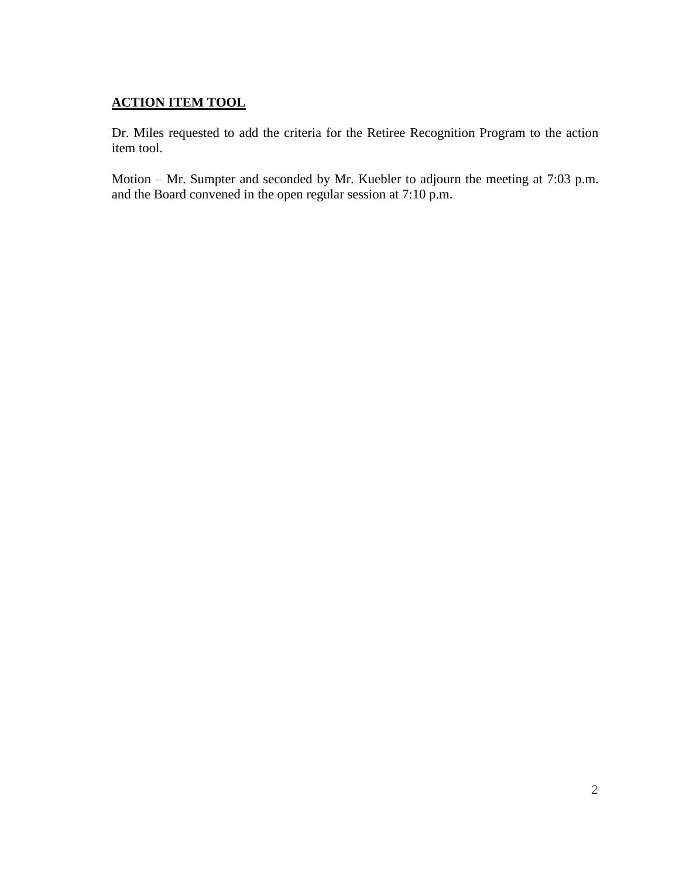## ACTION ITEM TOOL

Dr. Miles requested to add the criteria for the Retiree Recognition Program to the action item tool.

Motion – Mr. Sumpter and seconded by Mr. Kuebler to adjourn the meeting at 7:03 p.m. and the Board convened in the open regular session at 7:10 p.m.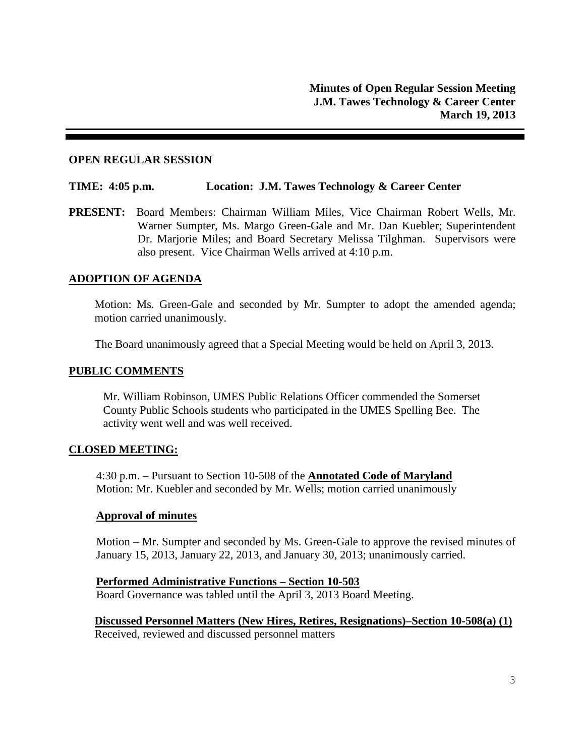**Minutes of Open Regular Session Meeting**
**J.M. Tawes Technology & Career Center**
**March 19, 2013**

---

**OPEN REGULAR SESSION**

**TIME: 4:05 p.m.  Location: J.M. Tawes Technology & Career Center**

**PRESENT:** Board Members: Chairman William Miles, Vice Chairman Robert Wells, Mr. Warner Sumpter, Ms. Margo Green-Gale and Mr. Dan Kuebler; Superintendent Dr. Marjorie Miles; and Board Secretary Melissa Tilghman. Supervisors were also present. Vice Chairman Wells arrived at 4:10 p.m.

**ADOPTION OF AGENDA**

Motion: Ms. Green-Gale and seconded by Mr. Sumpter to adopt the amended agenda; motion carried unanimously.

The Board unanimously agreed that a Special Meeting would be held on April 3, 2013.

**PUBLIC COMMENTS**

Mr. William Robinson, UMES Public Relations Officer commended the Somerset County Public Schools students who participated in the UMES Spelling Bee. The activity went well and was well received.

**CLOSED MEETING:**

4:30 p.m. – Pursuant to Section 10-508 of the **Annotated Code of Maryland**
Motion: Mr. Kuebler and seconded by Mr. Wells; motion carried unanimously

**Approval of minutes**

Motion – Mr. Sumpter and seconded by Ms. Green-Gale to approve the revised minutes of January 15, 2013, January 22, 2013, and January 30, 2013; unanimously carried.

**Performed Administrative Functions – Section 10-503**
Board Governance was tabled until the April 3, 2013 Board Meeting.

**Discussed Personnel Matters (New Hires, Retires, Resignations)–Section 10-508(a) (1)**
Received, reviewed and discussed personnel matters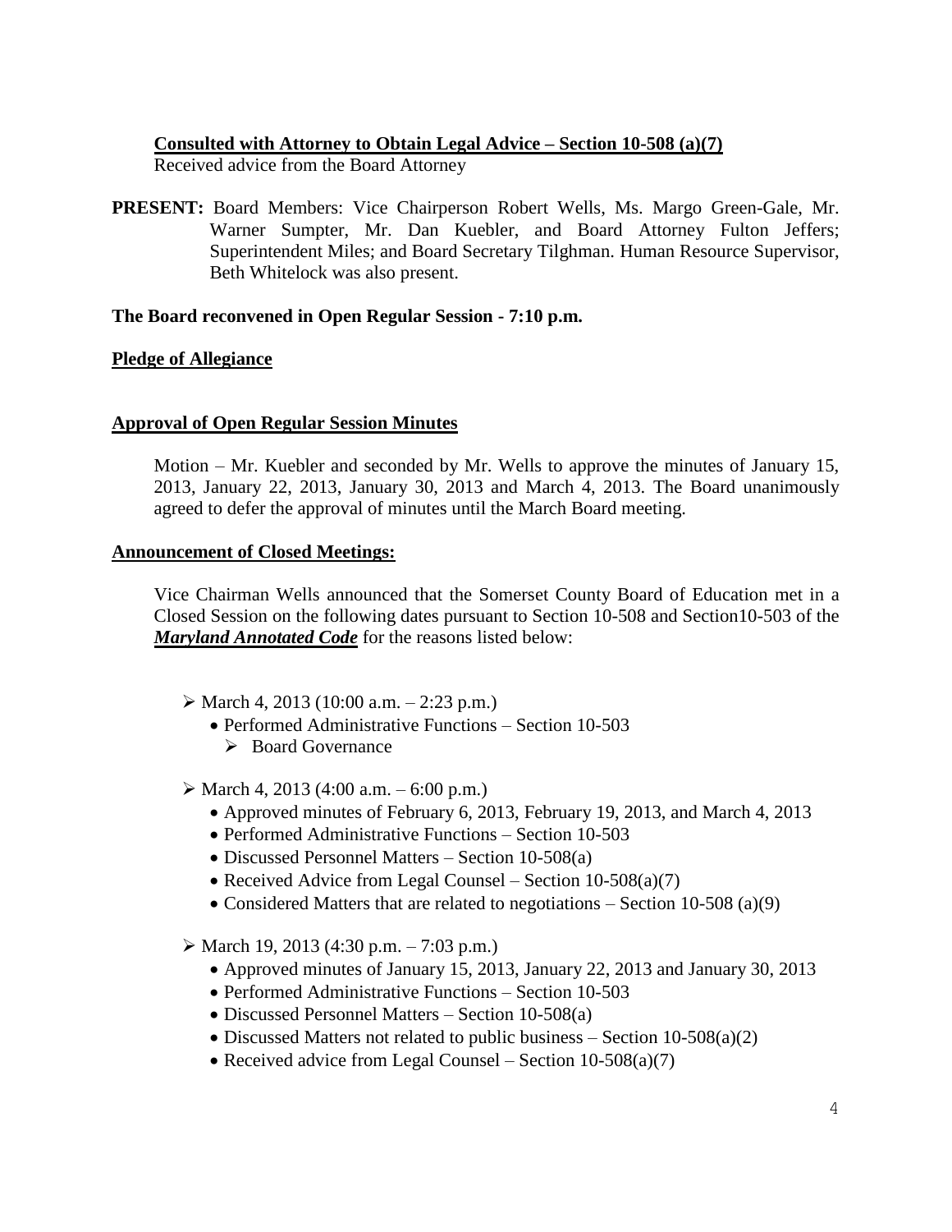**Consulted with Attorney to Obtain Legal Advice – Section 10-508 (a)(7)**
Received advice from the Board Attorney

**PRESENT:** Board Members: Vice Chairperson Robert Wells, Ms. Margo Green-Gale, Mr. Warner Sumpter, Mr. Dan Kuebler, and Board Attorney Fulton Jeffers; Superintendent Miles; and Board Secretary Tilghman. Human Resource Supervisor, Beth Whitelock was also present.

**The Board reconvened in Open Regular Session - 7:10 p.m.**

**Pledge of Allegiance**

**Approval of Open Regular Session Minutes**

Motion – Mr. Kuebler and seconded by Mr. Wells to approve the minutes of January 15, 2013, January 22, 2013, January 30, 2013 and March 4, 2013. The Board unanimously agreed to defer the approval of minutes until the March Board meeting.

**Announcement of Closed Meetings:**

Vice Chairman Wells announced that the Somerset County Board of Education met in a Closed Session on the following dates pursuant to Section 10-508 and Section10-503 of the ***Maryland Annotated Code*** for the reasons listed below:

- March 4, 2013 (10:00 a.m. – 2:23 p.m.)
  - Performed Administrative Functions – Section 10-503
    - Board Governance
- March 4, 2013 (4:00 a.m. – 6:00 p.m.)
  - Approved minutes of February 6, 2013, February 19, 2013, and March 4, 2013
  - Performed Administrative Functions – Section 10-503
  - Discussed Personnel Matters – Section 10-508(a)
  - Received Advice from Legal Counsel – Section 10-508(a)(7)
  - Considered Matters that are related to negotiations – Section 10-508 (a)(9)
- March 19, 2013 (4:30 p.m. – 7:03 p.m.)
  - Approved minutes of January 15, 2013, January 22, 2013 and January 30, 2013
  - Performed Administrative Functions – Section 10-503
  - Discussed Personnel Matters – Section 10-508(a)
  - Discussed Matters not related to public business – Section 10-508(a)(2)
  - Received advice from Legal Counsel – Section 10-508(a)(7)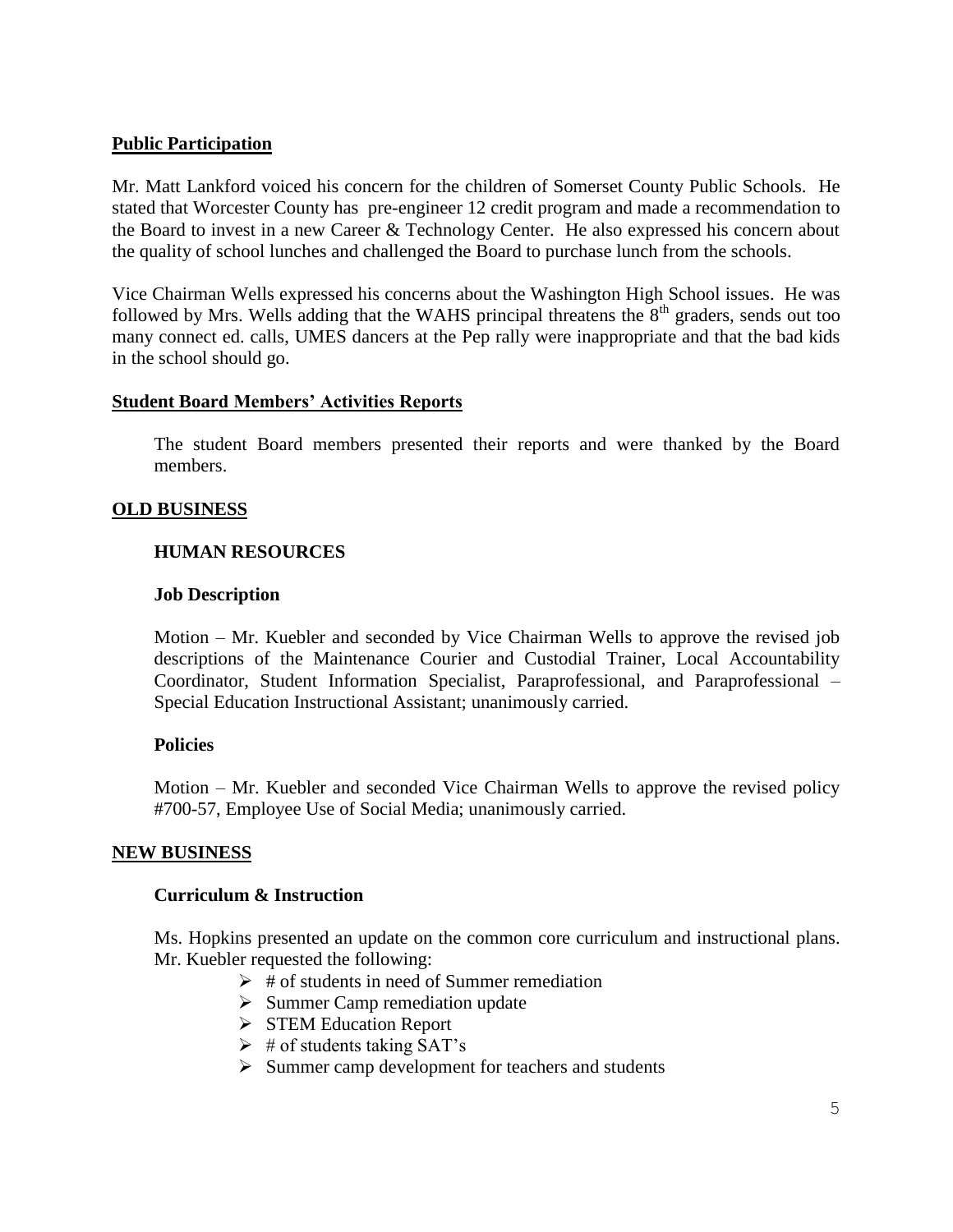**Public Participation**

Mr. Matt Lankford voiced his concern for the children of Somerset County Public Schools. He stated that Worcester County has pre-engineer 12 credit program and made a recommendation to the Board to invest in a new Career & Technology Center. He also expressed his concern about the quality of school lunches and challenged the Board to purchase lunch from the schools.

Vice Chairman Wells expressed his concerns about the Washington High School issues. He was followed by Mrs. Wells adding that the WAHS principal threatens the 8th graders, sends out too many connect ed. calls, UMES dancers at the Pep rally were inappropriate and that the bad kids in the school should go.

**Student Board Members' Activities Reports**

The student Board members presented their reports and were thanked by the Board members.

**OLD BUSINESS**

**HUMAN RESOURCES**

**Job Description**

Motion – Mr. Kuebler and seconded by Vice Chairman Wells to approve the revised job descriptions of the Maintenance Courier and Custodial Trainer, Local Accountability Coordinator, Student Information Specialist, Paraprofessional, and Paraprofessional – Special Education Instructional Assistant; unanimously carried.

**Policies**

Motion – Mr. Kuebler and seconded Vice Chairman Wells to approve the revised policy #700-57, Employee Use of Social Media; unanimously carried.

**NEW BUSINESS**

**Curriculum & Instruction**

Ms. Hopkins presented an update on the common core curriculum and instructional plans. Mr. Kuebler requested the following:

- # of students in need of Summer remediation
- Summer Camp remediation update
- STEM Education Report
- # of students taking SAT's
- Summer camp development for teachers and students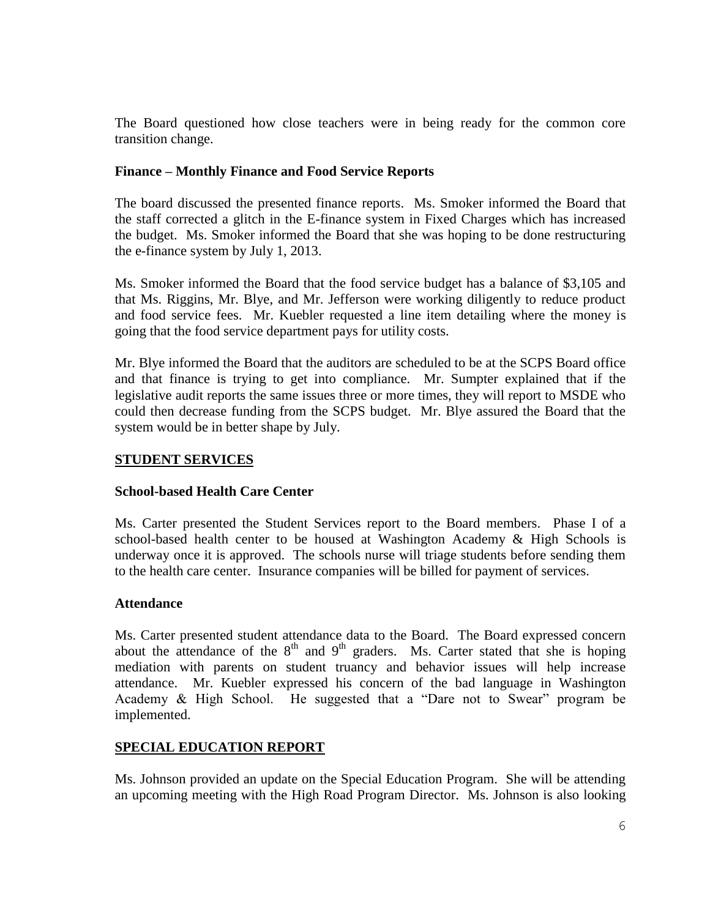The Board questioned how close teachers were in being ready for the common core transition change.

**Finance – Monthly Finance and Food Service Reports**

The board discussed the presented finance reports. Ms. Smoker informed the Board that the staff corrected a glitch in the E-finance system in Fixed Charges which has increased the budget. Ms. Smoker informed the Board that she was hoping to be done restructuring the e-finance system by July 1, 2013.

Ms. Smoker informed the Board that the food service budget has a balance of $3,105 and that Ms. Riggins, Mr. Blye, and Mr. Jefferson were working diligently to reduce product and food service fees. Mr. Kuebler requested a line item detailing where the money is going that the food service department pays for utility costs.

Mr. Blye informed the Board that the auditors are scheduled to be at the SCPS Board office and that finance is trying to get into compliance. Mr. Sumpter explained that if the legislative audit reports the same issues three or more times, they will report to MSDE who could then decrease funding from the SCPS budget. Mr. Blye assured the Board that the system would be in better shape by July.

## STUDENT SERVICES

**School-based Health Care Center**

Ms. Carter presented the Student Services report to the Board members. Phase I of a school-based health center to be housed at Washington Academy & High Schools is underway once it is approved. The schools nurse will triage students before sending them to the health care center. Insurance companies will be billed for payment of services.

**Attendance**

Ms. Carter presented student attendance data to the Board. The Board expressed concern about the attendance of the 8th and 9th graders. Ms. Carter stated that she is hoping mediation with parents on student truancy and behavior issues will help increase attendance. Mr. Kuebler expressed his concern of the bad language in Washington Academy & High School. He suggested that a "Dare not to Swear" program be implemented.

## SPECIAL EDUCATION REPORT

Ms. Johnson provided an update on the Special Education Program. She will be attending an upcoming meeting with the High Road Program Director. Ms. Johnson is also looking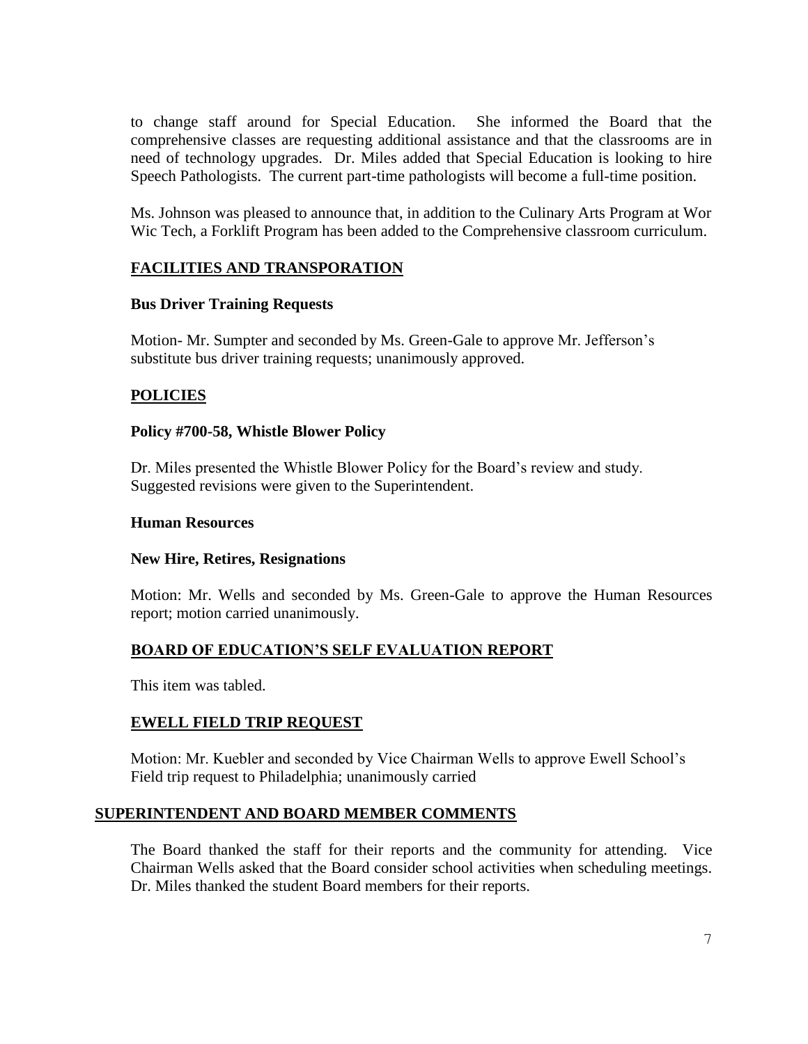to change staff around for Special Education. She informed the Board that the comprehensive classes are requesting additional assistance and that the classrooms are in need of technology upgrades. Dr. Miles added that Special Education is looking to hire Speech Pathologists. The current part-time pathologists will become a full-time position.

Ms. Johnson was pleased to announce that, in addition to the Culinary Arts Program at Wor Wic Tech, a Forklift Program has been added to the Comprehensive classroom curriculum.

## FACILITIES AND TRANSPORATION

### Bus Driver Training Requests

Motion- Mr. Sumpter and seconded by Ms. Green-Gale to approve Mr. Jefferson's substitute bus driver training requests; unanimously approved.

## POLICIES

### Policy #700-58, Whistle Blower Policy

Dr. Miles presented the Whistle Blower Policy for the Board's review and study. Suggested revisions were given to the Superintendent.

### Human Resources

### New Hire, Retires, Resignations

Motion: Mr. Wells and seconded by Ms. Green-Gale to approve the Human Resources report; motion carried unanimously.

## BOARD OF EDUCATION'S SELF EVALUATION REPORT

This item was tabled.

## EWELL FIELD TRIP REQUEST

Motion: Mr. Kuebler and seconded by Vice Chairman Wells to approve Ewell School's Field trip request to Philadelphia; unanimously carried

## SUPERINTENDENT AND BOARD MEMBER COMMENTS

The Board thanked the staff for their reports and the community for attending. Vice Chairman Wells asked that the Board consider school activities when scheduling meetings. Dr. Miles thanked the student Board members for their reports.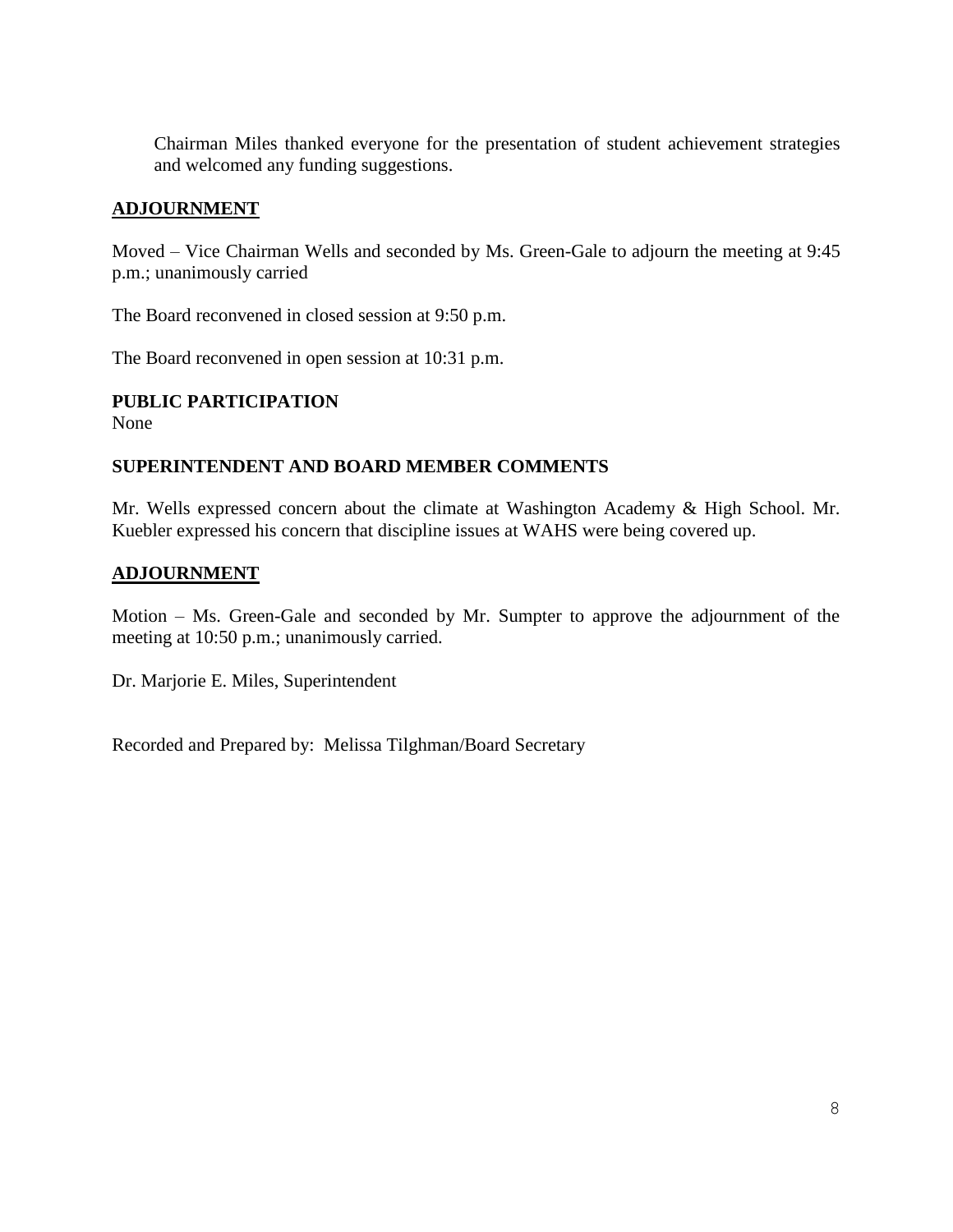Chairman Miles thanked everyone for the presentation of student achievement strategies and welcomed any funding suggestions.

## ADJOURNMENT

Moved – Vice Chairman Wells and seconded by Ms. Green-Gale to adjourn the meeting at 9:45 p.m.; unanimously carried

The Board reconvened in closed session at 9:50 p.m.

The Board reconvened in open session at 10:31 p.m.

**PUBLIC PARTICIPATION**
None

**SUPERINTENDENT AND BOARD MEMBER COMMENTS**

Mr. Wells expressed concern about the climate at Washington Academy & High School. Mr. Kuebler expressed his concern that discipline issues at WAHS were being covered up.

## ADJOURNMENT

Motion – Ms. Green-Gale and seconded by Mr. Sumpter to approve the adjournment of the meeting at 10:50 p.m.; unanimously carried.

Dr. Marjorie E. Miles, Superintendent

Recorded and Prepared by: Melissa Tilghman/Board Secretary